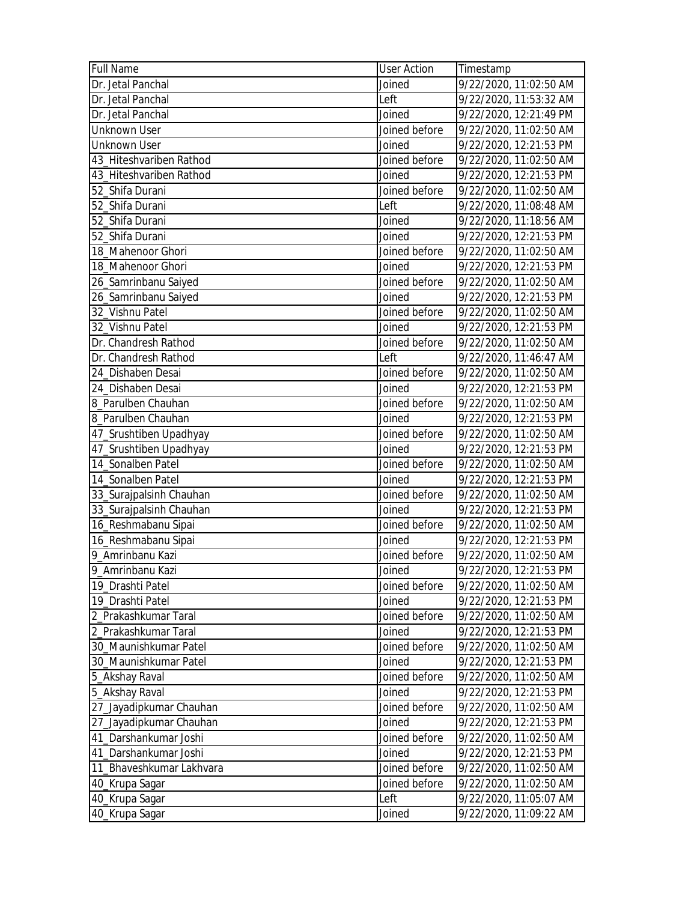| Full Name | User Action | Timestamp |
|---|---|---|
| Dr. Jetal Panchal | Joined | 9/22/2020, 11:02:50 AM |
| Dr. Jetal Panchal | Left | 9/22/2020, 11:53:32 AM |
| Dr. Jetal Panchal | Joined | 9/22/2020, 12:21:49 PM |
| Unknown User | Joined before | 9/22/2020, 11:02:50 AM |
| Unknown User | Joined | 9/22/2020, 12:21:53 PM |
| 43_Hiteshvariben Rathod | Joined before | 9/22/2020, 11:02:50 AM |
| 43_Hiteshvariben Rathod | Joined | 9/22/2020, 12:21:53 PM |
| 52_Shifa Durani | Joined before | 9/22/2020, 11:02:50 AM |
| 52_Shifa Durani | Left | 9/22/2020, 11:08:48 AM |
| 52_Shifa Durani | Joined | 9/22/2020, 11:18:56 AM |
| 52_Shifa Durani | Joined | 9/22/2020, 12:21:53 PM |
| 18_Mahenoor Ghori | Joined before | 9/22/2020, 11:02:50 AM |
| 18_Mahenoor Ghori | Joined | 9/22/2020, 12:21:53 PM |
| 26_Samrinbanu Saiyed | Joined before | 9/22/2020, 11:02:50 AM |
| 26_Samrinbanu Saiyed | Joined | 9/22/2020, 12:21:53 PM |
| 32_Vishnu Patel | Joined before | 9/22/2020, 11:02:50 AM |
| 32_Vishnu Patel | Joined | 9/22/2020, 12:21:53 PM |
| Dr. Chandresh Rathod | Joined before | 9/22/2020, 11:02:50 AM |
| Dr. Chandresh Rathod | Left | 9/22/2020, 11:46:47 AM |
| 24_Dishaben Desai | Joined before | 9/22/2020, 11:02:50 AM |
| 24_Dishaben Desai | Joined | 9/22/2020, 12:21:53 PM |
| 8_Parulben Chauhan | Joined before | 9/22/2020, 11:02:50 AM |
| 8_Parulben Chauhan | Joined | 9/22/2020, 12:21:53 PM |
| 47_Srushtiben Upadhyay | Joined before | 9/22/2020, 11:02:50 AM |
| 47_Srushtiben Upadhyay | Joined | 9/22/2020, 12:21:53 PM |
| 14_Sonalben Patel | Joined before | 9/22/2020, 11:02:50 AM |
| 14_Sonalben Patel | Joined | 9/22/2020, 12:21:53 PM |
| 33_Surajpalsinh Chauhan | Joined before | 9/22/2020, 11:02:50 AM |
| 33_Surajpalsinh Chauhan | Joined | 9/22/2020, 12:21:53 PM |
| 16_Reshmabanu Sipai | Joined before | 9/22/2020, 11:02:50 AM |
| 16_Reshmabanu Sipai | Joined | 9/22/2020, 12:21:53 PM |
| 9_Amrinbanu Kazi | Joined before | 9/22/2020, 11:02:50 AM |
| 9_Amrinbanu Kazi | Joined | 9/22/2020, 12:21:53 PM |
| 19_Drashti Patel | Joined before | 9/22/2020, 11:02:50 AM |
| 19_Drashti Patel | Joined | 9/22/2020, 12:21:53 PM |
| 2_Prakashkumar Taral | Joined before | 9/22/2020, 11:02:50 AM |
| 2_Prakashkumar Taral | Joined | 9/22/2020, 12:21:53 PM |
| 30_Maunishkumar Patel | Joined before | 9/22/2020, 11:02:50 AM |
| 30_Maunishkumar Patel | Joined | 9/22/2020, 12:21:53 PM |
| 5_Akshay Raval | Joined before | 9/22/2020, 11:02:50 AM |
| 5_Akshay Raval | Joined | 9/22/2020, 12:21:53 PM |
| 27_Jayadipkumar Chauhan | Joined before | 9/22/2020, 11:02:50 AM |
| 27_Jayadipkumar Chauhan | Joined | 9/22/2020, 12:21:53 PM |
| 41_Darshankumar Joshi | Joined before | 9/22/2020, 11:02:50 AM |
| 41_Darshankumar Joshi | Joined | 9/22/2020, 12:21:53 PM |
| 11_Bhaveshkumar Lakhvara | Joined before | 9/22/2020, 11:02:50 AM |
| 40_Krupa Sagar | Joined before | 9/22/2020, 11:02:50 AM |
| 40_Krupa Sagar | Left | 9/22/2020, 11:05:07 AM |
| 40_Krupa Sagar | Joined | 9/22/2020, 11:09:22 AM |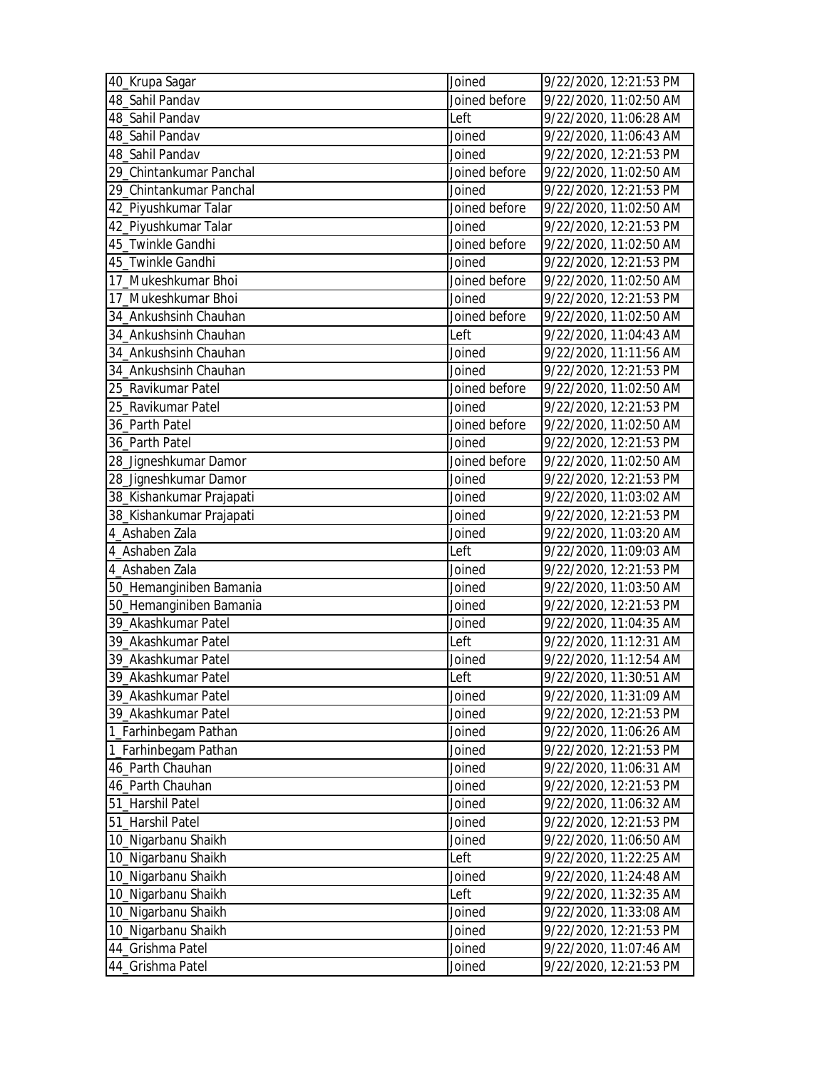| 40_Krupa Sagar | Joined | 9/22/2020, 12:21:53 PM |
|---|---|---|
| 48_Sahil Pandav | Joined before | 9/22/2020, 11:02:50 AM |
| 48_Sahil Pandav | Left | 9/22/2020, 11:06:28 AM |
| 48_Sahil Pandav | Joined | 9/22/2020, 11:06:43 AM |
| 48_Sahil Pandav | Joined | 9/22/2020, 12:21:53 PM |
| 29_Chintankumar Panchal | Joined before | 9/22/2020, 11:02:50 AM |
| 29_Chintankumar Panchal | Joined | 9/22/2020, 12:21:53 PM |
| 42_Piyushkumar Talar | Joined before | 9/22/2020, 11:02:50 AM |
| 42_Piyushkumar Talar | Joined | 9/22/2020, 12:21:53 PM |
| 45_Twinkle Gandhi | Joined before | 9/22/2020, 11:02:50 AM |
| 45_Twinkle Gandhi | Joined | 9/22/2020, 12:21:53 PM |
| 17_Mukeshkumar Bhoi | Joined before | 9/22/2020, 11:02:50 AM |
| 17_Mukeshkumar Bhoi | Joined | 9/22/2020, 12:21:53 PM |
| 34_Ankushsinh Chauhan | Joined before | 9/22/2020, 11:02:50 AM |
| 34_Ankushsinh Chauhan | Left | 9/22/2020, 11:04:43 AM |
| 34_Ankushsinh Chauhan | Joined | 9/22/2020, 11:11:56 AM |
| 34_Ankushsinh Chauhan | Joined | 9/22/2020, 12:21:53 PM |
| 25_Ravikumar Patel | Joined before | 9/22/2020, 11:02:50 AM |
| 25_Ravikumar Patel | Joined | 9/22/2020, 12:21:53 PM |
| 36_Parth Patel | Joined before | 9/22/2020, 11:02:50 AM |
| 36_Parth Patel | Joined | 9/22/2020, 12:21:53 PM |
| 28_Jigneshkumar Damor | Joined before | 9/22/2020, 11:02:50 AM |
| 28_Jigneshkumar Damor | Joined | 9/22/2020, 12:21:53 PM |
| 38_Kishankumar Prajapati | Joined | 9/22/2020, 11:03:02 AM |
| 38_Kishankumar Prajapati | Joined | 9/22/2020, 12:21:53 PM |
| 4_Ashaben Zala | Joined | 9/22/2020, 11:03:20 AM |
| 4_Ashaben Zala | Left | 9/22/2020, 11:09:03 AM |
| 4_Ashaben Zala | Joined | 9/22/2020, 12:21:53 PM |
| 50_Hemanginiben Bamania | Joined | 9/22/2020, 11:03:50 AM |
| 50_Hemanginiben Bamania | Joined | 9/22/2020, 12:21:53 PM |
| 39_Akashkumar Patel | Joined | 9/22/2020, 11:04:35 AM |
| 39_Akashkumar Patel | Left | 9/22/2020, 11:12:31 AM |
| 39_Akashkumar Patel | Joined | 9/22/2020, 11:12:54 AM |
| 39_Akashkumar Patel | Left | 9/22/2020, 11:30:51 AM |
| 39_Akashkumar Patel | Joined | 9/22/2020, 11:31:09 AM |
| 39_Akashkumar Patel | Joined | 9/22/2020, 12:21:53 PM |
| 1_Farhinbegam Pathan | Joined | 9/22/2020, 11:06:26 AM |
| 1_Farhinbegam Pathan | Joined | 9/22/2020, 12:21:53 PM |
| 46_Parth Chauhan | Joined | 9/22/2020, 11:06:31 AM |
| 46_Parth Chauhan | Joined | 9/22/2020, 12:21:53 PM |
| 51_Harshil Patel | Joined | 9/22/2020, 11:06:32 AM |
| 51_Harshil Patel | Joined | 9/22/2020, 12:21:53 PM |
| 10_Nigarbanu Shaikh | Joined | 9/22/2020, 11:06:50 AM |
| 10_Nigarbanu Shaikh | Left | 9/22/2020, 11:22:25 AM |
| 10_Nigarbanu Shaikh | Joined | 9/22/2020, 11:24:48 AM |
| 10_Nigarbanu Shaikh | Left | 9/22/2020, 11:32:35 AM |
| 10_Nigarbanu Shaikh | Joined | 9/22/2020, 11:33:08 AM |
| 10_Nigarbanu Shaikh | Joined | 9/22/2020, 12:21:53 PM |
| 44_Grishma Patel | Joined | 9/22/2020, 11:07:46 AM |
| 44_Grishma Patel | Joined | 9/22/2020, 12:21:53 PM |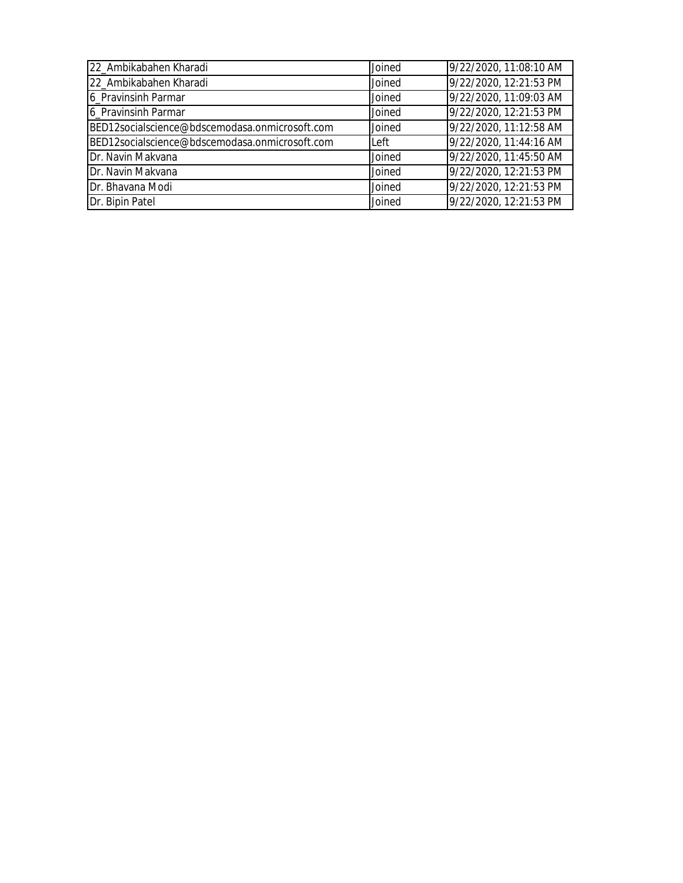| | | |
|---|---|---|
| 22_Ambikabahen Kharadi | Joined | 9/22/2020, 11:08:10 AM |
| 22_Ambikabahen Kharadi | Joined | 9/22/2020, 12:21:53 PM |
| 6_Pravinsinh Parmar | Joined | 9/22/2020, 11:09:03 AM |
| 6_Pravinsinh Parmar | Joined | 9/22/2020, 12:21:53 PM |
| BED12socialscience@bdscemodasa.onmicrosoft.com | Joined | 9/22/2020, 11:12:58 AM |
| BED12socialscience@bdscemodasa.onmicrosoft.com | Left | 9/22/2020, 11:44:16 AM |
| Dr. Navin Makvana | Joined | 9/22/2020, 11:45:50 AM |
| Dr. Navin Makvana | Joined | 9/22/2020, 12:21:53 PM |
| Dr. Bhavana Modi | Joined | 9/22/2020, 12:21:53 PM |
| Dr. Bipin Patel | Joined | 9/22/2020, 12:21:53 PM |